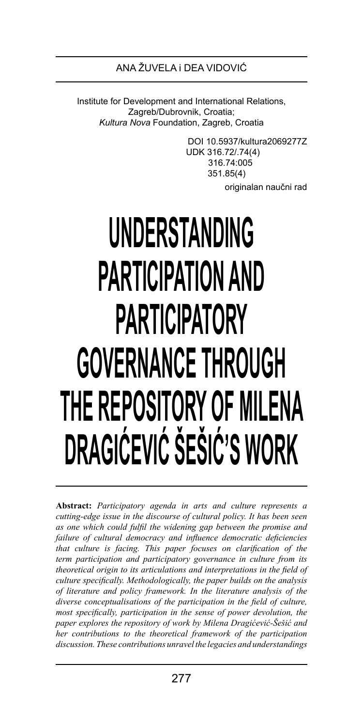ANA ŽUVELA i DEA VIDOVIĆ

Institute for Development and International Relations, Zagreb/Dubrovnik, Croatia;
*Kultura Nova* Foundation, Zagreb, Croatia

DOI 10.5937/kultura2069277Z
UDK 316.72/.74(4)
316.74:005
351.85(4)
originalan naučni rad

# UNDERSTANDING PARTICIPATION AND PARTICIPATORY GOVERNANCE THROUGH THE REPOSITORY OF MILENA DRAGIĆEVIĆ ŠEŠIĆ'S WORK

**Abstract:** *Participatory agenda in arts and culture represents a cutting-edge issue in the discourse of cultural policy. It has been seen as one which could fulfil the widening gap between the promise and failure of cultural democracy and influence democratic deficiencies that culture is facing. This paper focuses on clarification of the term participation and participatory governance in culture from its theoretical origin to its articulations and interpretations in the field of culture specifically. Methodologically, the paper builds on the analysis of literature and policy framework. In the literature analysis of the diverse conceptualisations of the participation in the field of culture, most specifically, participation in the sense of power devolution, the paper explores the repository of work by Milena Dragićević-Šešić and her contributions to the theoretical framework of the participation discussion. These contributions unravel the legacies and understandings*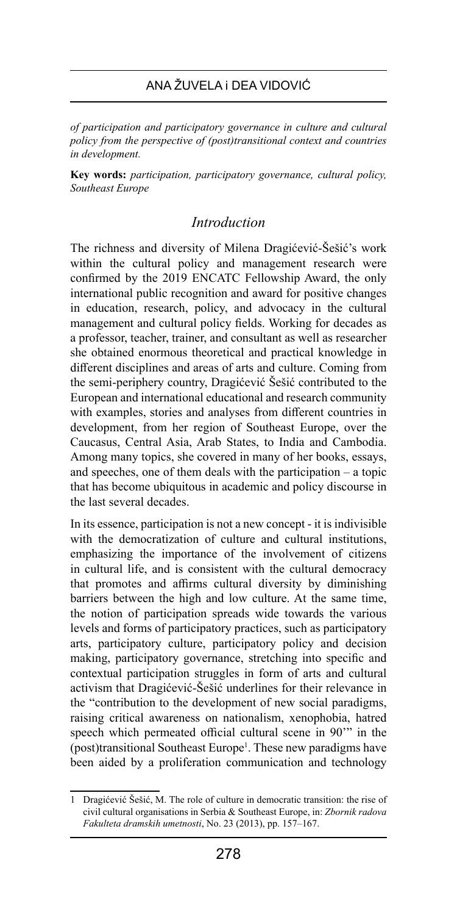*of participation and participatory governance in culture and cultural policy from the perspective of (post)transitional context and countries in development.*

**Key words:** *participation, participatory governance, cultural policy, Southeast Europe*

## Introduction

The richness and diversity of Milena Dragićević-Šešić's work within the cultural policy and management research were confirmed by the 2019 ENCATC Fellowship Award, the only international public recognition and award for positive changes in education, research, policy, and advocacy in the cultural management and cultural policy fields. Working for decades as a professor, teacher, trainer, and consultant as well as researcher she obtained enormous theoretical and practical knowledge in different disciplines and areas of arts and culture. Coming from the semi-periphery country, Dragićević Šešić contributed to the European and international educational and research community with examples, stories and analyses from different countries in development, from her region of Southeast Europe, over the Caucasus, Central Asia, Arab States, to India and Cambodia. Among many topics, she covered in many of her books, essays, and speeches, one of them deals with the participation – a topic that has become ubiquitous in academic and policy discourse in the last several decades.

In its essence, participation is not a new concept - it is indivisible with the democratization of culture and cultural institutions, emphasizing the importance of the involvement of citizens in cultural life, and is consistent with the cultural democracy that promotes and affirms cultural diversity by diminishing barriers between the high and low culture. At the same time, the notion of participation spreads wide towards the various levels and forms of participatory practices, such as participatory arts, participatory culture, participatory policy and decision making, participatory governance, stretching into specific and contextual participation struggles in form of arts and cultural activism that Dragićević-Šešić underlines for their relevance in the "contribution to the development of new social paradigms, raising critical awareness on nationalism, xenophobia, hatred speech which permeated official cultural scene in 90'" in the (post)transitional Southeast Europe[1]. These new paradigms have been aided by a proliferation communication and technology

---

[1] Dragićević Šešić, M. The role of culture in democratic transition: the rise of civil cultural organisations in Serbia & Southeast Europe, in: *Zbornik radova Fakulteta dramskih umetnosti*, No. 23 (2013), pp. 157–167.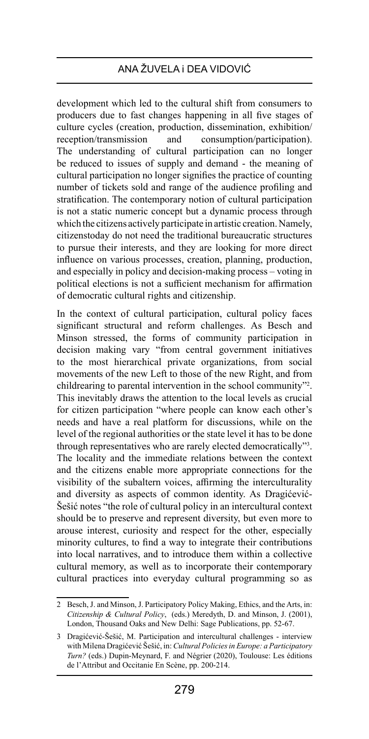development which led to the cultural shift from consumers to producers due to fast changes happening in all five stages of culture cycles (creation, production, dissemination, exhibition/reception/transmission and consumption/participation). The understanding of cultural participation can no longer be reduced to issues of supply and demand - the meaning of cultural participation no longer signifies the practice of counting number of tickets sold and range of the audience profiling and stratification. The contemporary notion of cultural participation is not a static numeric concept but a dynamic process through which the citizens actively participate in artistic creation. Namely, citizenstoday do not need the traditional bureaucratic structures to pursue their interests, and they are looking for more direct influence on various processes, creation, planning, production, and especially in policy and decision-making process – voting in political elections is not a sufficient mechanism for affirmation of democratic cultural rights and citizenship.

In the context of cultural participation, cultural policy faces significant structural and reform challenges. As Besch and Minson stressed, the forms of community participation in decision making vary "from central government initiatives to the most hierarchical private organizations, from social movements of the new Left to those of the new Right, and from childrearing to parental intervention in the school community"[2]. This inevitably draws the attention to the local levels as crucial for citizen participation "where people can know each other's needs and have a real platform for discussions, while on the level of the regional authorities or the state level it has to be done through representatives who are rarely elected democratically"[3]. The locality and the immediate relations between the context and the citizens enable more appropriate connections for the visibility of the subaltern voices, affirming the interculturality and diversity as aspects of common identity. As Dragićević-Šešić notes "the role of cultural policy in an intercultural context should be to preserve and represent diversity, but even more to arouse interest, curiosity and respect for the other, especially minority cultures, to find a way to integrate their contributions into local narratives, and to introduce them within a collective cultural memory, as well as to incorporate their contemporary cultural practices into everyday cultural programming so as

---

2 Besch, J. and Minson, J. Participatory Policy Making, Ethics, and the Arts, in: *Citizenship & Cultural Policy*, (eds.) Meredyth, D. and Minson, J. (2001), London, Thousand Oaks and New Delhi: Sage Publications, pp. 52-67.

3 Dragićević-Šešić, M. Participation and intercultural challenges - interview with Milena Dragićević Šešić, in: *Cultural Policies in Europe: a Participatory Turn?* (eds.) Dupin-Meynard, F. and Négrier (2020), Toulouse: Les éditions de l'Attribut and Occitanie En Scène, pp. 200-214.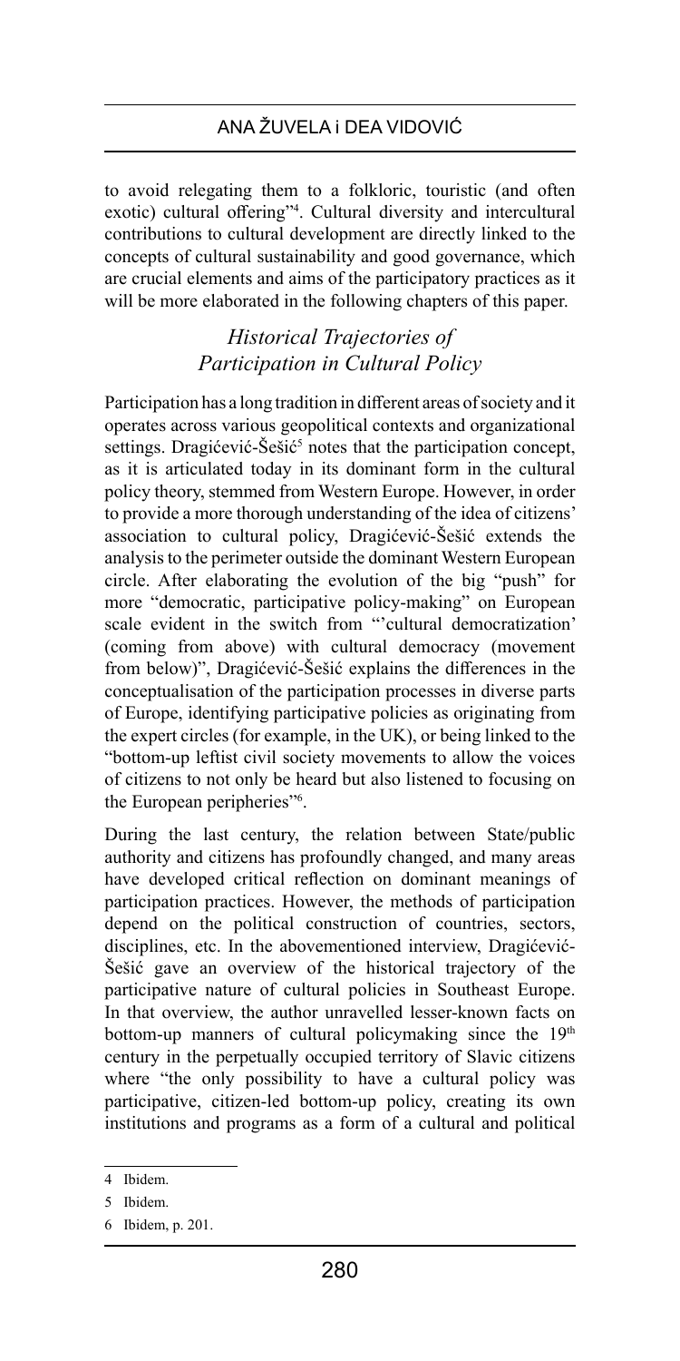to avoid relegating them to a folkloric, touristic (and often exotic) cultural offering"[4]. Cultural diversity and intercultural contributions to cultural development are directly linked to the concepts of cultural sustainability and good governance, which are crucial elements and aims of the participatory practices as it will be more elaborated in the following chapters of this paper.

## *Historical Trajectories of Participation in Cultural Policy*

Participation has a long tradition in different areas of society and it operates across various geopolitical contexts and organizational settings. Dragićević-Šešić[5] notes that the participation concept, as it is articulated today in its dominant form in the cultural policy theory, stemmed from Western Europe. However, in order to provide a more thorough understanding of the idea of citizens' association to cultural policy, Dragićević-Šešić extends the analysis to the perimeter outside the dominant Western European circle. After elaborating the evolution of the big "push" for more "democratic, participative policy-making" on European scale evident in the switch from "'cultural democratization' (coming from above) with cultural democracy (movement from below)", Dragićević-Šešić explains the differences in the conceptualisation of the participation processes in diverse parts of Europe, identifying participative policies as originating from the expert circles (for example, in the UK), or being linked to the "bottom-up leftist civil society movements to allow the voices of citizens to not only be heard but also listened to focusing on the European peripheries"[6].

During the last century, the relation between State/public authority and citizens has profoundly changed, and many areas have developed critical reflection on dominant meanings of participation practices. However, the methods of participation depend on the political construction of countries, sectors, disciplines, etc. In the abovementioned interview, Dragićević-Šešić gave an overview of the historical trajectory of the participative nature of cultural policies in Southeast Europe. In that overview, the author unravelled lesser-known facts on bottom-up manners of cultural policymaking since the 19th century in the perpetually occupied territory of Slavic citizens where "the only possibility to have a cultural policy was participative, citizen-led bottom-up policy, creating its own institutions and programs as a form of a cultural and political

---

4 Ibidem.

5 Ibidem.

6 Ibidem, p. 201.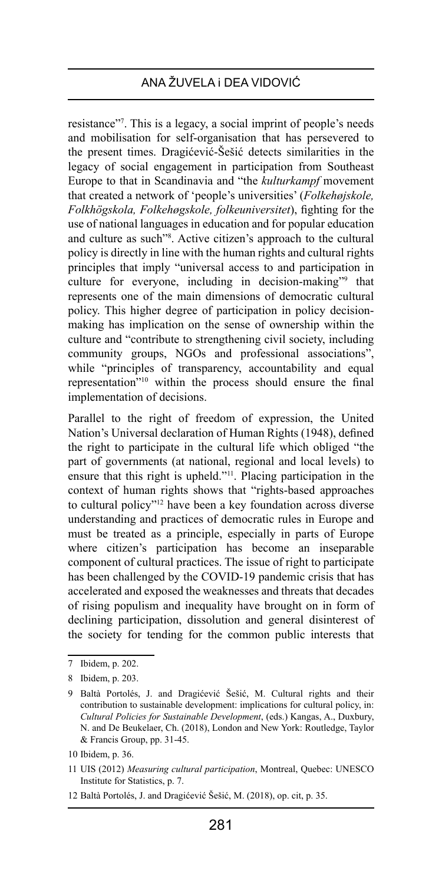resistance"[7]. This is a legacy, a social imprint of people's needs and mobilisation for self-organisation that has persevered to the present times. Dragićević-Šešić detects similarities in the legacy of social engagement in participation from Southeast Europe to that in Scandinavia and "the *kulturkampf* movement that created a network of 'people's universities' (*Folkehøjskole, Folkhögskola, Folkehøgskole, folkeuniversitet*), fighting for the use of national languages in education and for popular education and culture as such"[8]. Active citizen's approach to the cultural policy is directly in line with the human rights and cultural rights principles that imply "universal access to and participation in culture for everyone, including in decision-making"[9] that represents one of the main dimensions of democratic cultural policy. This higher degree of participation in policy decision-making has implication on the sense of ownership within the culture and "contribute to strengthening civil society, including community groups, NGOs and professional associations", while "principles of transparency, accountability and equal representation"[10] within the process should ensure the final implementation of decisions.

Parallel to the right of freedom of expression, the United Nation's Universal declaration of Human Rights (1948), defined the right to participate in the cultural life which obliged "the part of governments (at national, regional and local levels) to ensure that this right is upheld."[11]. Placing participation in the context of human rights shows that "rights-based approaches to cultural policy"[12] have been a key foundation across diverse understanding and practices of democratic rules in Europe and must be treated as a principle, especially in parts of Europe where citizen's participation has become an inseparable component of cultural practices. The issue of right to participate has been challenged by the COVID-19 pandemic crisis that has accelerated and exposed the weaknesses and threats that decades of rising populism and inequality have brought on in form of declining participation, dissolution and general disinterest of the society for tending for the common public interests that

---

7 Ibidem, p. 202.

8 Ibidem, p. 203.

9 Baltà Portolés, J. and Dragićević Šešić, M. Cultural rights and their contribution to sustainable development: implications for cultural policy, in: *Cultural Policies for Sustainable Development*, (eds.) Kangas, A., Duxbury, N. and De Beukelaer, Ch. (2018), London and New York: Routledge, Taylor & Francis Group, pp. 31-45.

10 Ibidem, p. 36.

11 UIS (2012) *Measuring cultural participation*, Montreal, Quebec: UNESCO Institute for Statistics, p. 7.

12 Baltà Portolés, J. and Dragićević Šešić, M. (2018), op. cit, p. 35.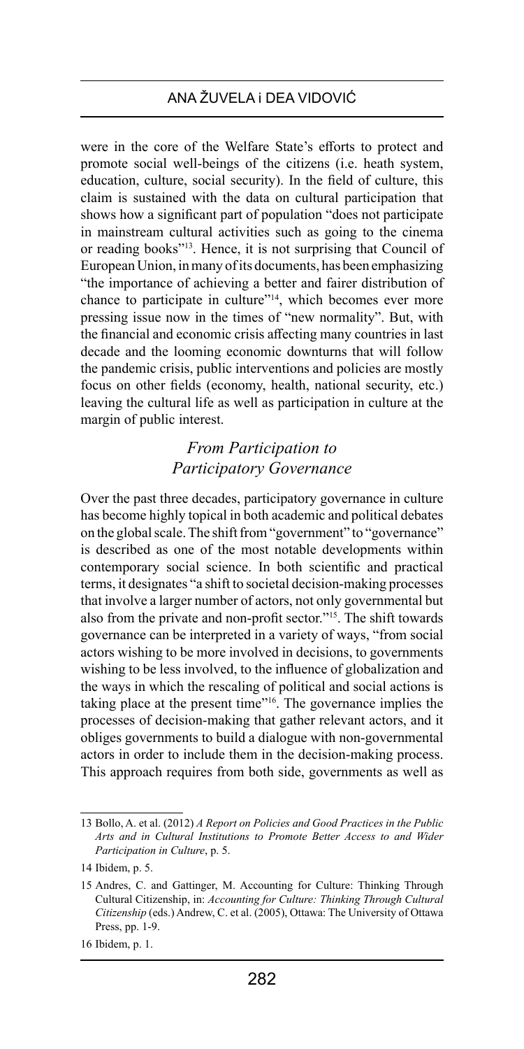were in the core of the Welfare State's efforts to protect and promote social well-beings of the citizens (i.e. heath system, education, culture, social security). In the field of culture, this claim is sustained with the data on cultural participation that shows how a significant part of population "does not participate in mainstream cultural activities such as going to the cinema or reading books"[13]. Hence, it is not surprising that Council of European Union, in many of its documents, has been emphasizing "the importance of achieving a better and fairer distribution of chance to participate in culture"[14], which becomes ever more pressing issue now in the times of "new normality". But, with the financial and economic crisis affecting many countries in last decade and the looming economic downturns that will follow the pandemic crisis, public interventions and policies are mostly focus on other fields (economy, health, national security, etc.) leaving the cultural life as well as participation in culture at the margin of public interest.

### *From Participation to Participatory Governance*

Over the past three decades, participatory governance in culture has become highly topical in both academic and political debates on the global scale. The shift from "government" to "governance" is described as one of the most notable developments within contemporary social science. In both scientific and practical terms, it designates "a shift to societal decision-making processes that involve a larger number of actors, not only governmental but also from the private and non-profit sector."[15]. The shift towards governance can be interpreted in a variety of ways, "from social actors wishing to be more involved in decisions, to governments wishing to be less involved, to the influence of globalization and the ways in which the rescaling of political and social actions is taking place at the present time"[16]. The governance implies the processes of decision-making that gather relevant actors, and it obliges governments to build a dialogue with non-governmental actors in order to include them in the decision-making process. This approach requires from both side, governments as well as

---

13 Bollo, A. et al. (2012) *A Report on Policies and Good Practices in the Public Arts and in Cultural Institutions to Promote Better Access to and Wider Participation in Culture*, p. 5.

14 Ibidem, p. 5.

15 Andres, C. and Gattinger, M. Accounting for Culture: Thinking Through Cultural Citizenship, in: *Accounting for Culture: Thinking Through Cultural Citizenship* (eds.) Andrew, C. et al. (2005), Ottawa: The University of Ottawa Press, pp. 1-9.

16 Ibidem, p. 1.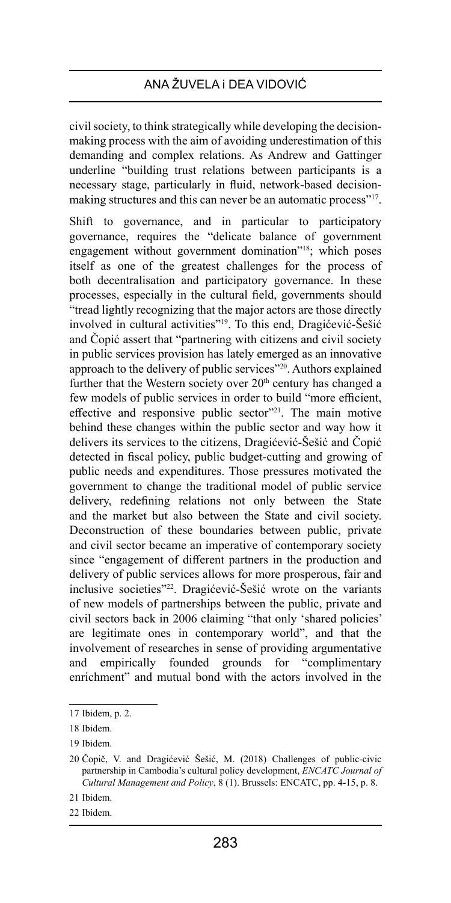civil society, to think strategically while developing the decision-making process with the aim of avoiding underestimation of this demanding and complex relations. As Andrew and Gattinger underline "building trust relations between participants is a necessary stage, particularly in fluid, network-based decision-making structures and this can never be an automatic process"[17].

Shift to governance, and in particular to participatory governance, requires the "delicate balance of government engagement without government domination"[18]; which poses itself as one of the greatest challenges for the process of both decentralisation and participatory governance. In these processes, especially in the cultural field, governments should "tread lightly recognizing that the major actors are those directly involved in cultural activities"[19]. To this end, Dragićević-Šešić and Čopić assert that "partnering with citizens and civil society in public services provision has lately emerged as an innovative approach to the delivery of public services"[20]. Authors explained further that the Western society over 20th century has changed a few models of public services in order to build "more efficient, effective and responsive public sector"[21]. The main motive behind these changes within the public sector and way how it delivers its services to the citizens, Dragićević-Šešić and Čopić detected in fiscal policy, public budget-cutting and growing of public needs and expenditures. Those pressures motivated the government to change the traditional model of public service delivery, redefining relations not only between the State and the market but also between the State and civil society. Deconstruction of these boundaries between public, private and civil sector became an imperative of contemporary society since "engagement of different partners in the production and delivery of public services allows for more prosperous, fair and inclusive societies"[22]. Dragićević-Šešić wrote on the variants of new models of partnerships between the public, private and civil sectors back in 2006 claiming "that only 'shared policies' are legitimate ones in contemporary world", and that the involvement of researches in sense of providing argumentative and empirically founded grounds for "complimentary enrichment" and mutual bond with the actors involved in the

---

17 Ibidem, p. 2.

18 Ibidem.

19 Ibidem.

20 Čopič, V. and Dragićević Šešić, M. (2018) Challenges of public-civic partnership in Cambodia's cultural policy development, *ENCATC Journal of Cultural Management and Policy*, 8 (1). Brussels: ENCATC, pp. 4-15, p. 8.

21 Ibidem.

22 Ibidem.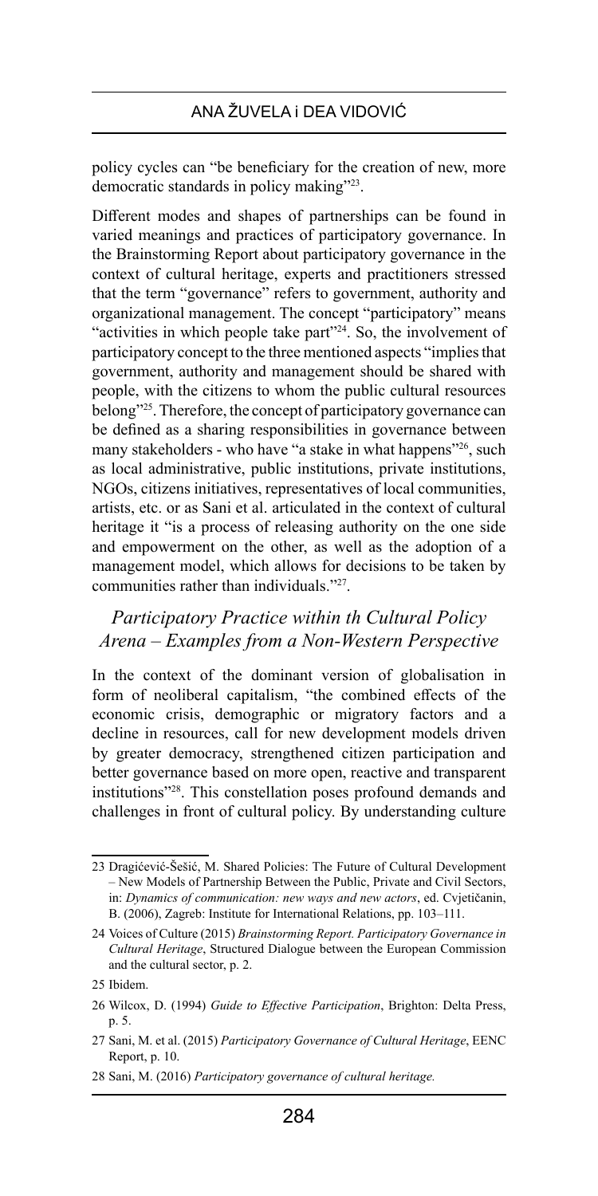policy cycles can "be beneficiary for the creation of new, more democratic standards in policy making"[23].

Different modes and shapes of partnerships can be found in varied meanings and practices of participatory governance. In the Brainstorming Report about participatory governance in the context of cultural heritage, experts and practitioners stressed that the term "governance" refers to government, authority and organizational management. The concept "participatory" means "activities in which people take part"[24]. So, the involvement of participatory concept to the three mentioned aspects "implies that government, authority and management should be shared with people, with the citizens to whom the public cultural resources belong"[25]. Therefore, the concept of participatory governance can be defined as a sharing responsibilities in governance between many stakeholders - who have "a stake in what happens"[26], such as local administrative, public institutions, private institutions, NGOs, citizens initiatives, representatives of local communities, artists, etc. or as Sani et al. articulated in the context of cultural heritage it "is a process of releasing authority on the one side and empowerment on the other, as well as the adoption of a management model, which allows for decisions to be taken by communities rather than individuals."[27].

## *Participatory Practice within th Cultural Policy Arena – Examples from a Non-Western Perspective*

In the context of the dominant version of globalisation in form of neoliberal capitalism, "the combined effects of the economic crisis, demographic or migratory factors and a decline in resources, call for new development models driven by greater democracy, strengthened citizen participation and better governance based on more open, reactive and transparent institutions"[28]. This constellation poses profound demands and challenges in front of cultural policy. By understanding culture

---

23 Dragićević-Šešić, M. Shared Policies: The Future of Cultural Development – New Models of Partnership Between the Public, Private and Civil Sectors, in: *Dynamics of communication: new ways and new actors*, ed. Cvjetičanin, B. (2006), Zagreb: Institute for International Relations, pp. 103–111.

24 Voices of Culture (2015) *Brainstorming Report. Participatory Governance in Cultural Heritage*, Structured Dialogue between the European Commission and the cultural sector, p. 2.

25 Ibidem.

26 Wilcox, D. (1994) *Guide to Effective Participation*, Brighton: Delta Press, p. 5.

27 Sani, M. et al. (2015) *Participatory Governance of Cultural Heritage*, EENC Report, p. 10.

28 Sani, M. (2016) *Participatory governance of cultural heritage.*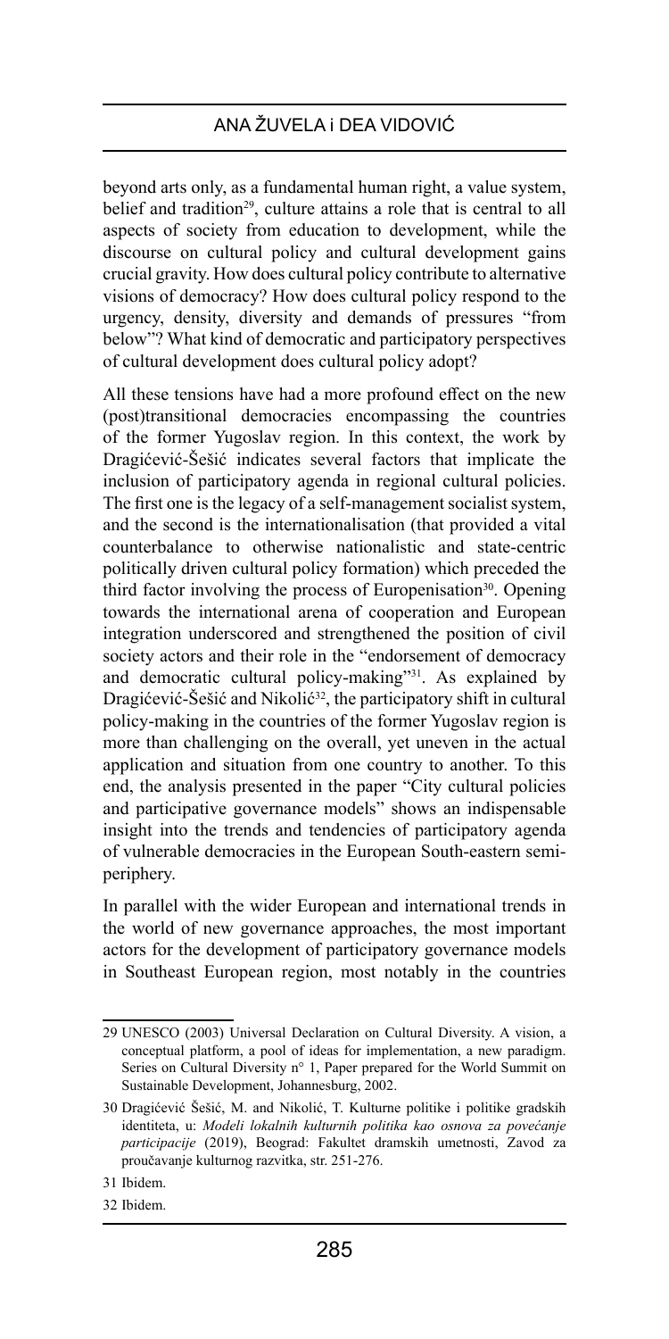beyond arts only, as a fundamental human right, a value system, belief and tradition[29], culture attains a role that is central to all aspects of society from education to development, while the discourse on cultural policy and cultural development gains crucial gravity. How does cultural policy contribute to alternative visions of democracy? How does cultural policy respond to the urgency, density, diversity and demands of pressures "from below"? What kind of democratic and participatory perspectives of cultural development does cultural policy adopt?

All these tensions have had a more profound effect on the new (post)transitional democracies encompassing the countries of the former Yugoslav region. In this context, the work by Dragićević-Šešić indicates several factors that implicate the inclusion of participatory agenda in regional cultural policies. The first one is the legacy of a self-management socialist system, and the second is the internationalisation (that provided a vital counterbalance to otherwise nationalistic and state-centric politically driven cultural policy formation) which preceded the third factor involving the process of Europenisation[30]. Opening towards the international arena of cooperation and European integration underscored and strengthened the position of civil society actors and their role in the "endorsement of democracy and democratic cultural policy-making"[31]. As explained by Dragićević-Šešić and Nikolić[32], the participatory shift in cultural policy-making in the countries of the former Yugoslav region is more than challenging on the overall, yet uneven in the actual application and situation from one country to another. To this end, the analysis presented in the paper "City cultural policies and participative governance models" shows an indispensable insight into the trends and tendencies of participatory agenda of vulnerable democracies in the European South-eastern semi-periphery.

In parallel with the wider European and international trends in the world of new governance approaches, the most important actors for the development of participatory governance models in Southeast European region, most notably in the countries

---

29 UNESCO (2003) Universal Declaration on Cultural Diversity. A vision, a conceptual platform, a pool of ideas for implementation, a new paradigm. Series on Cultural Diversity n° 1, Paper prepared for the World Summit on Sustainable Development, Johannesburg, 2002.

30 Dragićević Šešić, M. and Nikolić, T. Kulturne politike i politike gradskih identiteta, u: *Modeli lokalnih kulturnih politika kao osnova za povećanje participacije* (2019), Beograd: Fakultet dramskih umetnosti, Zavod za proučavanje kulturnog razvitka, str. 251-276.

31 Ibidem.

32 Ibidem.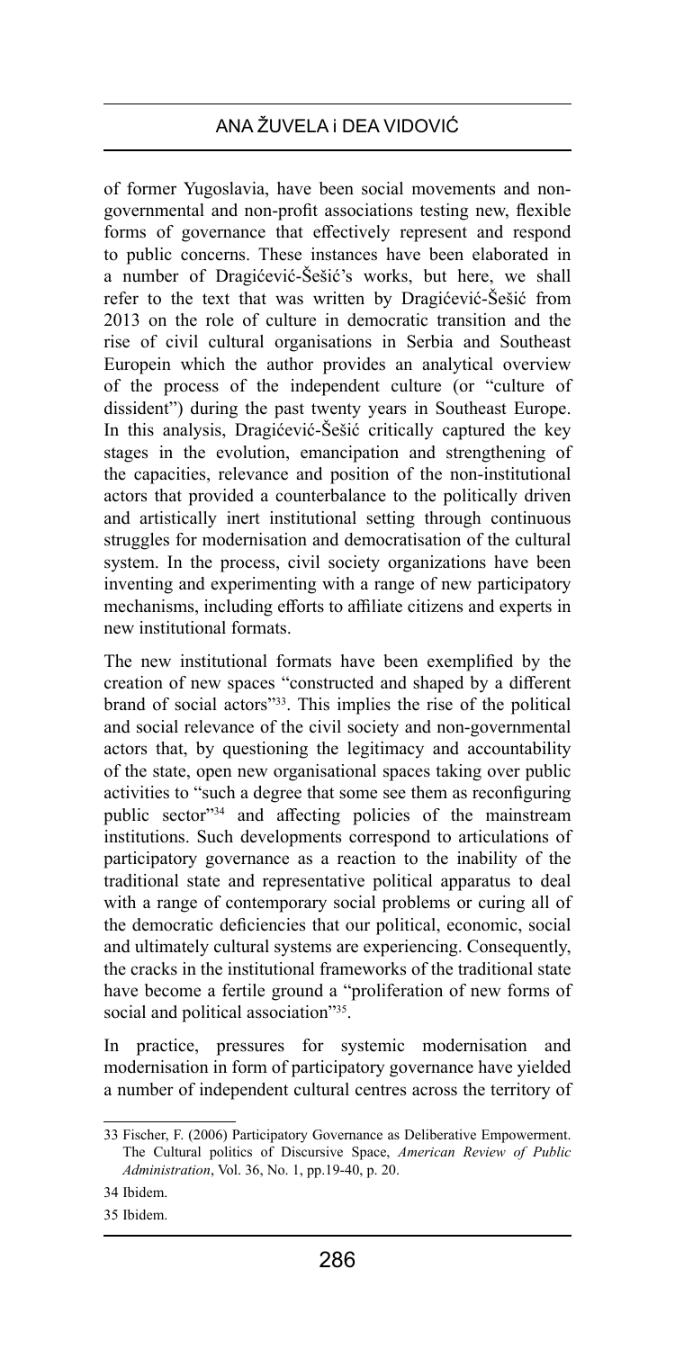of former Yugoslavia, have been social movements and non-governmental and non-profit associations testing new, flexible forms of governance that effectively represent and respond to public concerns. These instances have been elaborated in a number of Dragićević-Šešić's works, but here, we shall refer to the text that was written by Dragićević-Šešić from 2013 on the role of culture in democratic transition and the rise of civil cultural organisations in Serbia and Southeast Europein which the author provides an analytical overview of the process of the independent culture (or "culture of dissident") during the past twenty years in Southeast Europe. In this analysis, Dragićević-Šešić critically captured the key stages in the evolution, emancipation and strengthening of the capacities, relevance and position of the non-institutional actors that provided a counterbalance to the politically driven and artistically inert institutional setting through continuous struggles for modernisation and democratisation of the cultural system. In the process, civil society organizations have been inventing and experimenting with a range of new participatory mechanisms, including efforts to affiliate citizens and experts in new institutional formats.

The new institutional formats have been exemplified by the creation of new spaces "constructed and shaped by a different brand of social actors"[33]. This implies the rise of the political and social relevance of the civil society and non-governmental actors that, by questioning the legitimacy and accountability of the state, open new organisational spaces taking over public activities to "such a degree that some see them as reconfiguring public sector"[34] and affecting policies of the mainstream institutions. Such developments correspond to articulations of participatory governance as a reaction to the inability of the traditional state and representative political apparatus to deal with a range of contemporary social problems or curing all of the democratic deficiencies that our political, economic, social and ultimately cultural systems are experiencing. Consequently, the cracks in the institutional frameworks of the traditional state have become a fertile ground a "proliferation of new forms of social and political association"[35].

In practice, pressures for systemic modernisation and modernisation in form of participatory governance have yielded a number of independent cultural centres across the territory of

---

33 Fischer, F. (2006) Participatory Governance as Deliberative Empowerment. The Cultural politics of Discursive Space, *American Review of Public Administration*, Vol. 36, No. 1, pp.19-40, p. 20.

34 Ibidem.

35 Ibidem.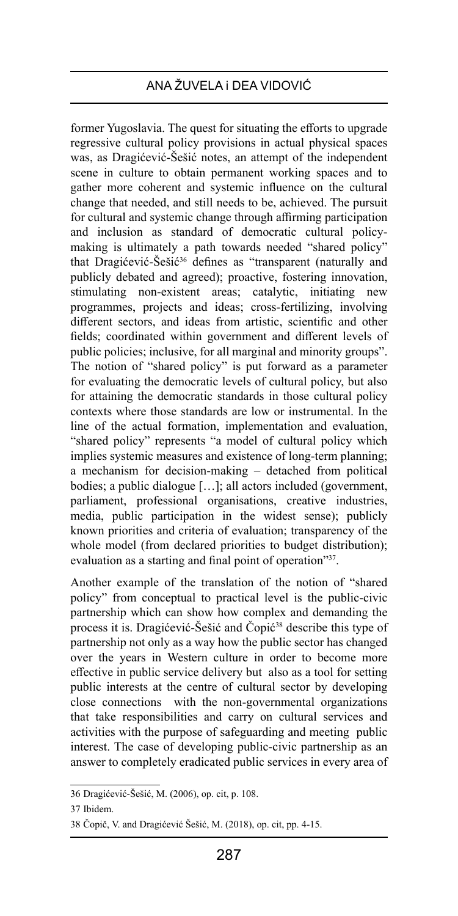former Yugoslavia. The quest for situating the efforts to upgrade regressive cultural policy provisions in actual physical spaces was, as Dragićević-Šešić notes, an attempt of the independent scene in culture to obtain permanent working spaces and to gather more coherent and systemic influence on the cultural change that needed, and still needs to be, achieved. The pursuit for cultural and systemic change through affirming participation and inclusion as standard of democratic cultural policy-making is ultimately a path towards needed "shared policy" that Dragićević-Šešić[36] defines as "transparent (naturally and publicly debated and agreed); proactive, fostering innovation, stimulating non-existent areas; catalytic, initiating new programmes, projects and ideas; cross-fertilizing, involving different sectors, and ideas from artistic, scientific and other fields; coordinated within government and different levels of public policies; inclusive, for all marginal and minority groups". The notion of "shared policy" is put forward as a parameter for evaluating the democratic levels of cultural policy, but also for attaining the democratic standards in those cultural policy contexts where those standards are low or instrumental. In the line of the actual formation, implementation and evaluation, "shared policy" represents "a model of cultural policy which implies systemic measures and existence of long-term planning; a mechanism for decision-making – detached from political bodies; a public dialogue […]; all actors included (government, parliament, professional organisations, creative industries, media, public participation in the widest sense); publicly known priorities and criteria of evaluation; transparency of the whole model (from declared priorities to budget distribution); evaluation as a starting and final point of operation"[37].

Another example of the translation of the notion of "shared policy" from conceptual to practical level is the public-civic partnership which can show how complex and demanding the process it is. Dragićević-Šešić and Čopić[38] describe this type of partnership not only as a way how the public sector has changed over the years in Western culture in order to become more effective in public service delivery but also as a tool for setting public interests at the centre of cultural sector by developing close connections with the non-governmental organizations that take responsibilities and carry on cultural services and activities with the purpose of safeguarding and meeting public interest. The case of developing public-civic partnership as an answer to completely eradicated public services in every area of

---

36 Dragićević-Šešić, M. (2006), op. cit, p. 108.

37 Ibidem.

38 Čopič, V. and Dragićević Šešić, M. (2018), op. cit, pp. 4-15.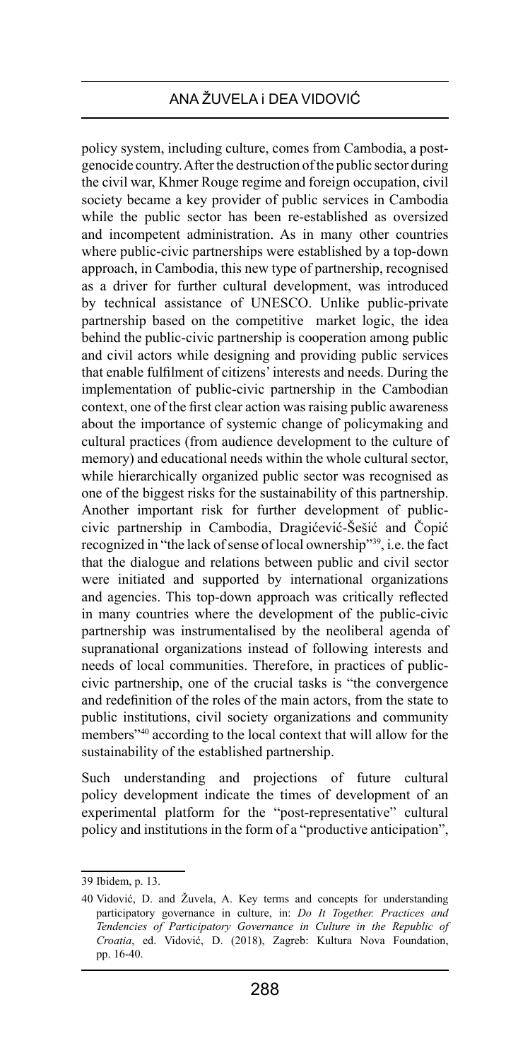policy system, including culture, comes from Cambodia, a post-genocide country. After the destruction of the public sector during the civil war, Khmer Rouge regime and foreign occupation, civil society became a key provider of public services in Cambodia while the public sector has been re-established as oversized and incompetent administration. As in many other countries where public-civic partnerships were established by a top-down approach, in Cambodia, this new type of partnership, recognised as a driver for further cultural development, was introduced by technical assistance of UNESCO. Unlike public-private partnership based on the competitive market logic, the idea behind the public-civic partnership is cooperation among public and civil actors while designing and providing public services that enable fulfilment of citizens' interests and needs. During the implementation of public-civic partnership in the Cambodian context, one of the first clear action was raising public awareness about the importance of systemic change of policymaking and cultural practices (from audience development to the culture of memory) and educational needs within the whole cultural sector, while hierarchically organized public sector was recognised as one of the biggest risks for the sustainability of this partnership. Another important risk for further development of public-civic partnership in Cambodia, Dragićević-Šešić and Čopić recognized in "the lack of sense of local ownership"[39], i.e. the fact that the dialogue and relations between public and civil sector were initiated and supported by international organizations and agencies. This top-down approach was critically reflected in many countries where the development of the public-civic partnership was instrumentalised by the neoliberal agenda of supranational organizations instead of following interests and needs of local communities. Therefore, in practices of public-civic partnership, one of the crucial tasks is "the convergence and redefinition of the roles of the main actors, from the state to public institutions, civil society organizations and community members"[40] according to the local context that will allow for the sustainability of the established partnership.

Such understanding and projections of future cultural policy development indicate the times of development of an experimental platform for the "post-representative" cultural policy and institutions in the form of a "productive anticipation",

---

39 Ibidem, p. 13.

40 Vidović, D. and Žuvela, A. Key terms and concepts for understanding participatory governance in culture, in: *Do It Together. Practices and Tendencies of Participatory Governance in Culture in the Republic of Croatia*, ed. Vidović, D. (2018), Zagreb: Kultura Nova Foundation, pp. 16-40.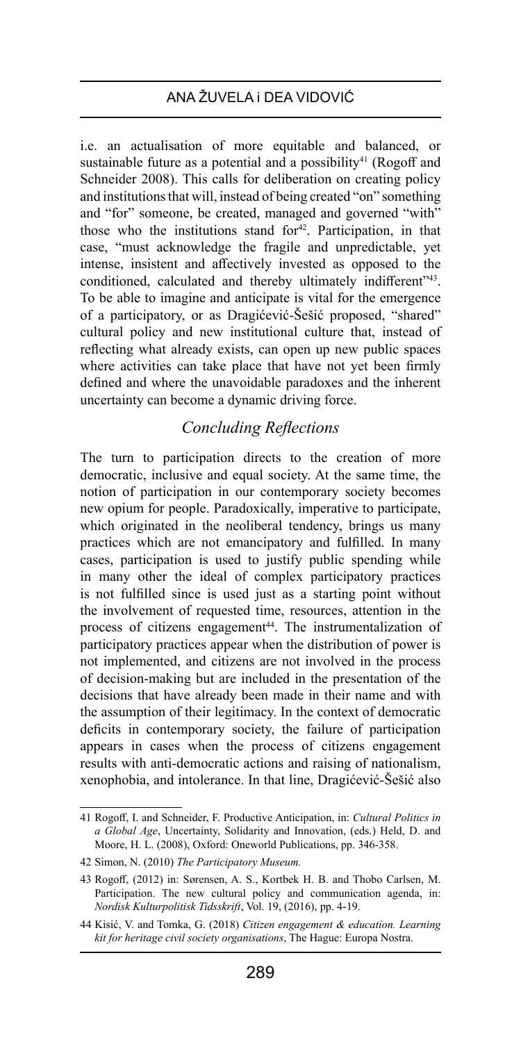i.e. an actualisation of more equitable and balanced, or sustainable future as a potential and a possibility[41] (Rogoff and Schneider 2008). This calls for deliberation on creating policy and institutions that will, instead of being created "on" something and "for" someone, be created, managed and governed "with" those who the institutions stand for[42]. Participation, in that case, "must acknowledge the fragile and unpredictable, yet intense, insistent and affectively invested as opposed to the conditioned, calculated and thereby ultimately indifferent"[43]. To be able to imagine and anticipate is vital for the emergence of a participatory, or as Dragićević-Šešić proposed, "shared" cultural policy and new institutional culture that, instead of reflecting what already exists, can open up new public spaces where activities can take place that have not yet been firmly defined and where the unavoidable paradoxes and the inherent uncertainty can become a dynamic driving force.

## *Concluding Reflections*

The turn to participation directs to the creation of more democratic, inclusive and equal society. At the same time, the notion of participation in our contemporary society becomes new opium for people. Paradoxically, imperative to participate, which originated in the neoliberal tendency, brings us many practices which are not emancipatory and fulfilled. In many cases, participation is used to justify public spending while in many other the ideal of complex participatory practices is not fulfilled since is used just as a starting point without the involvement of requested time, resources, attention in the process of citizens engagement[44]. The instrumentalization of participatory practices appear when the distribution of power is not implemented, and citizens are not involved in the process of decision-making but are included in the presentation of the decisions that have already been made in their name and with the assumption of their legitimacy. In the context of democratic deficits in contemporary society, the failure of participation appears in cases when the process of citizens engagement results with anti-democratic actions and raising of nationalism, xenophobia, and intolerance. In that line, Dragićević-Šešić also

---

41 Rogoff, I. and Schneider, F. Productive Anticipation, in: *Cultural Politics in a Global Age*, Uncertainty, Solidarity and Innovation, (eds.) Held, D. and Moore, H. L. (2008), Oxford: Oneworld Publications, pp. 346-358.

42 Simon, N. (2010) *The Participatory Museum.*

43 Rogoff, (2012) in: Sørensen, A. S., Kortbek H. B. and Thobo Carlsen, M. Participation. The new cultural policy and communication agenda, in: *Nordisk Kulturpolitisk Tidsskrift*, Vol. 19, (2016), pp. 4-19.

44 Kisić, V. and Tomka, G. (2018) *Citizen engagement & education. Learning kit for heritage civil society organisations*, The Hague: Europa Nostra.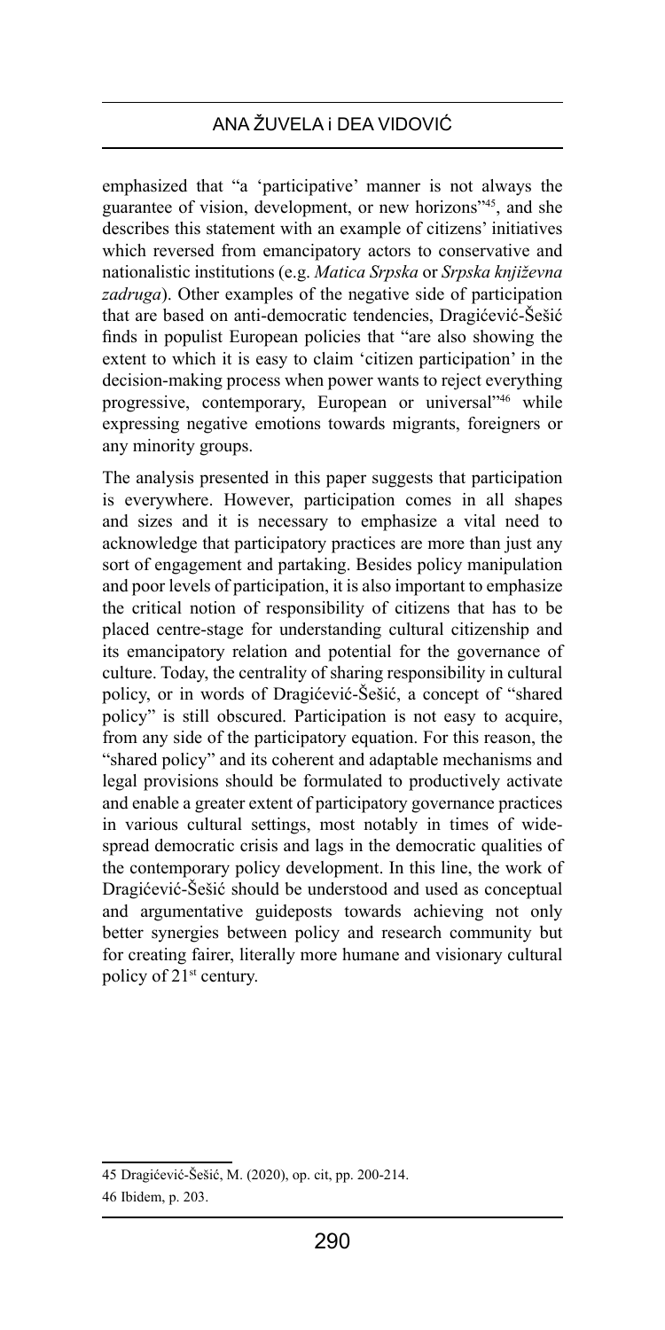emphasized that "a 'participative' manner is not always the guarantee of vision, development, or new horizons"[45], and she describes this statement with an example of citizens' initiatives which reversed from emancipatory actors to conservative and nationalistic institutions (e.g. *Matica Srpska* or *Srpska književna zadruga*). Other examples of the negative side of participation that are based on anti-democratic tendencies, Dragićević-Šešić finds in populist European policies that "are also showing the extent to which it is easy to claim 'citizen participation' in the decision-making process when power wants to reject everything progressive, contemporary, European or universal"[46] while expressing negative emotions towards migrants, foreigners or any minority groups.

The analysis presented in this paper suggests that participation is everywhere. However, participation comes in all shapes and sizes and it is necessary to emphasize a vital need to acknowledge that participatory practices are more than just any sort of engagement and partaking. Besides policy manipulation and poor levels of participation, it is also important to emphasize the critical notion of responsibility of citizens that has to be placed centre-stage for understanding cultural citizenship and its emancipatory relation and potential for the governance of culture. Today, the centrality of sharing responsibility in cultural policy, or in words of Dragićević-Šešić, a concept of "shared policy" is still obscured. Participation is not easy to acquire, from any side of the participatory equation. For this reason, the "shared policy" and its coherent and adaptable mechanisms and legal provisions should be formulated to productively activate and enable a greater extent of participatory governance practices in various cultural settings, most notably in times of wide-spread democratic crisis and lags in the democratic qualities of the contemporary policy development. In this line, the work of Dragićević-Šešić should be understood and used as conceptual and argumentative guideposts towards achieving not only better synergies between policy and research community but for creating fairer, literally more humane and visionary cultural policy of 21st century.

---

45 Dragićević-Šešić, M. (2020), op. cit, pp. 200-214.

46 Ibidem, p. 203.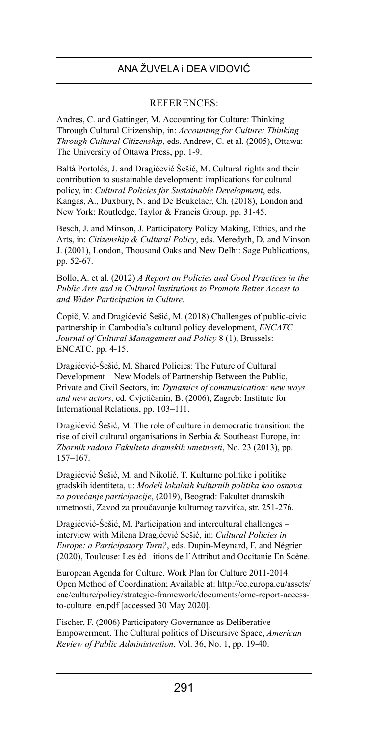REFERENCES:

Andres, C. and Gattinger, M. Accounting for Culture: Thinking Through Cultural Citizenship, in: *Accounting for Culture: Thinking Through Cultural Citizenship*, eds. Andrew, C. et al. (2005), Ottawa: The University of Ottawa Press, pp. 1-9.

Baltà Portolés, J. and Dragićević Šešić, M. Cultural rights and their contribution to sustainable development: implications for cultural policy, in: *Cultural Policies for Sustainable Development*, eds. Kangas, A., Duxbury, N. and De Beukelaer, Ch. (2018), London and New York: Routledge, Taylor & Francis Group, pp. 31-45.

Besch, J. and Minson, J. Participatory Policy Making, Ethics, and the Arts, in: *Citizenship & Cultural Policy*, eds. Meredyth, D. and Minson J. (2001), London, Thousand Oaks and New Delhi: Sage Publications, pp. 52-67.

Bollo, A. et al. (2012) *A Report on Policies and Good Practices in the Public Arts and in Cultural Institutions to Promote Better Access to and Wider Participation in Culture.*

Čopič, V. and Dragićević Šešić, M. (2018) Challenges of public-civic partnership in Cambodia's cultural policy development, *ENCATC Journal of Cultural Management and Policy* 8 (1), Brussels: ENCATC, pp. 4-15.

Dragićević-Šešić, M. Shared Policies: The Future of Cultural Development – New Models of Partnership Between the Public, Private and Civil Sectors, in: *Dynamics of communication: new ways and new actors*, ed. Cvjetičanin, B. (2006), Zagreb: Institute for International Relations, pp. 103–111.

Dragićević Šešić, M. The role of culture in democratic transition: the rise of civil cultural organisations in Serbia & Southeast Europe, in: *Zbornik radova Fakulteta dramskih umetnosti*, No. 23 (2013), pp. 157–167.

Dragićević Šešić, M. and Nikolić, T. Kulturne politike i politike gradskih identiteta, u: *Modeli lokalnih kulturnih politika kao osnova za povećanje participacije*, (2019), Beograd: Fakultet dramskih umetnosti, Zavod za proučavanje kulturnog razvitka, str. 251-276.

Dragićević-Šešić, M. Participation and intercultural challenges – interview with Milena Dragićević Sešić, in: *Cultural Policies in Europe: a Participatory Turn?*, eds. Dupin-Meynard, F. and Négrier (2020), Toulouse: Les éd itions de l'Attribut and Occitanie En Scène.

European Agenda for Culture. Work Plan for Culture 2011-2014. Open Method of Coordination; Available at: http://ec.europa.eu/assets/eac/culture/policy/strategic-framework/documents/omc-report-access-to-culture_en.pdf [accessed 30 May 2020].

Fischer, F. (2006) Participatory Governance as Deliberative Empowerment. The Cultural politics of Discursive Space, *American Review of Public Administration*, Vol. 36, No. 1, pp. 19-40.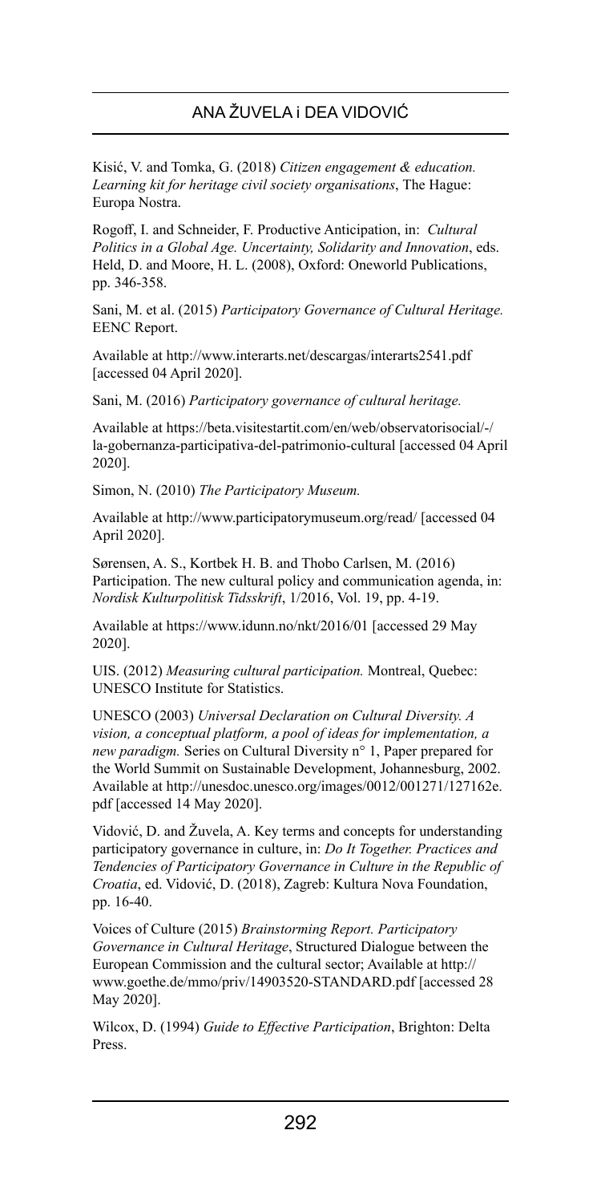Kisić, V. and Tomka, G. (2018) *Citizen engagement & education. Learning kit for heritage civil society organisations*, The Hague: Europa Nostra.

Rogoff, I. and Schneider, F. Productive Anticipation, in: *Cultural Politics in a Global Age. Uncertainty, Solidarity and Innovation*, eds. Held, D. and Moore, H. L. (2008), Oxford: Oneworld Publications, pp. 346-358.

Sani, M. et al. (2015) *Participatory Governance of Cultural Heritage.* EENC Report.

Available at http://www.interarts.net/descargas/interarts2541.pdf [accessed 04 April 2020].

Sani, M. (2016) *Participatory governance of cultural heritage.*

Available at https://beta.visitestartit.com/en/web/observatorisocial/-/la-gobernanza-participativa-del-patrimonio-cultural [accessed 04 April 2020].

Simon, N. (2010) *The Participatory Museum.*

Available at http://www.participatorymuseum.org/read/ [accessed 04 April 2020].

Sørensen, A. S., Kortbek H. B. and Thobo Carlsen, M. (2016) Participation. The new cultural policy and communication agenda, in: *Nordisk Kulturpolitisk Tidsskrift*, 1/2016, Vol. 19, pp. 4-19.

Available at https://www.idunn.no/nkt/2016/01 [accessed 29 May 2020].

UIS. (2012) *Measuring cultural participation.* Montreal, Quebec: UNESCO Institute for Statistics.

UNESCO (2003) *Universal Declaration on Cultural Diversity. A vision, a conceptual platform, a pool of ideas for implementation, a new paradigm.* Series on Cultural Diversity n° 1, Paper prepared for the World Summit on Sustainable Development, Johannesburg, 2002. Available at http://unesdoc.unesco.org/images/0012/001271/127162e.pdf [accessed 14 May 2020].

Vidović, D. and Žuvela, A. Key terms and concepts for understanding participatory governance in culture, in: *Do It Together. Practices and Tendencies of Participatory Governance in Culture in the Republic of Croatia*, ed. Vidović, D. (2018), Zagreb: Kultura Nova Foundation, pp. 16-40.

Voices of Culture (2015) *Brainstorming Report. Participatory Governance in Cultural Heritage*, Structured Dialogue between the European Commission and the cultural sector; Available at http://www.goethe.de/mmo/priv/14903520-STANDARD.pdf [accessed 28 May 2020].

Wilcox, D. (1994) *Guide to Effective Participation*, Brighton: Delta Press.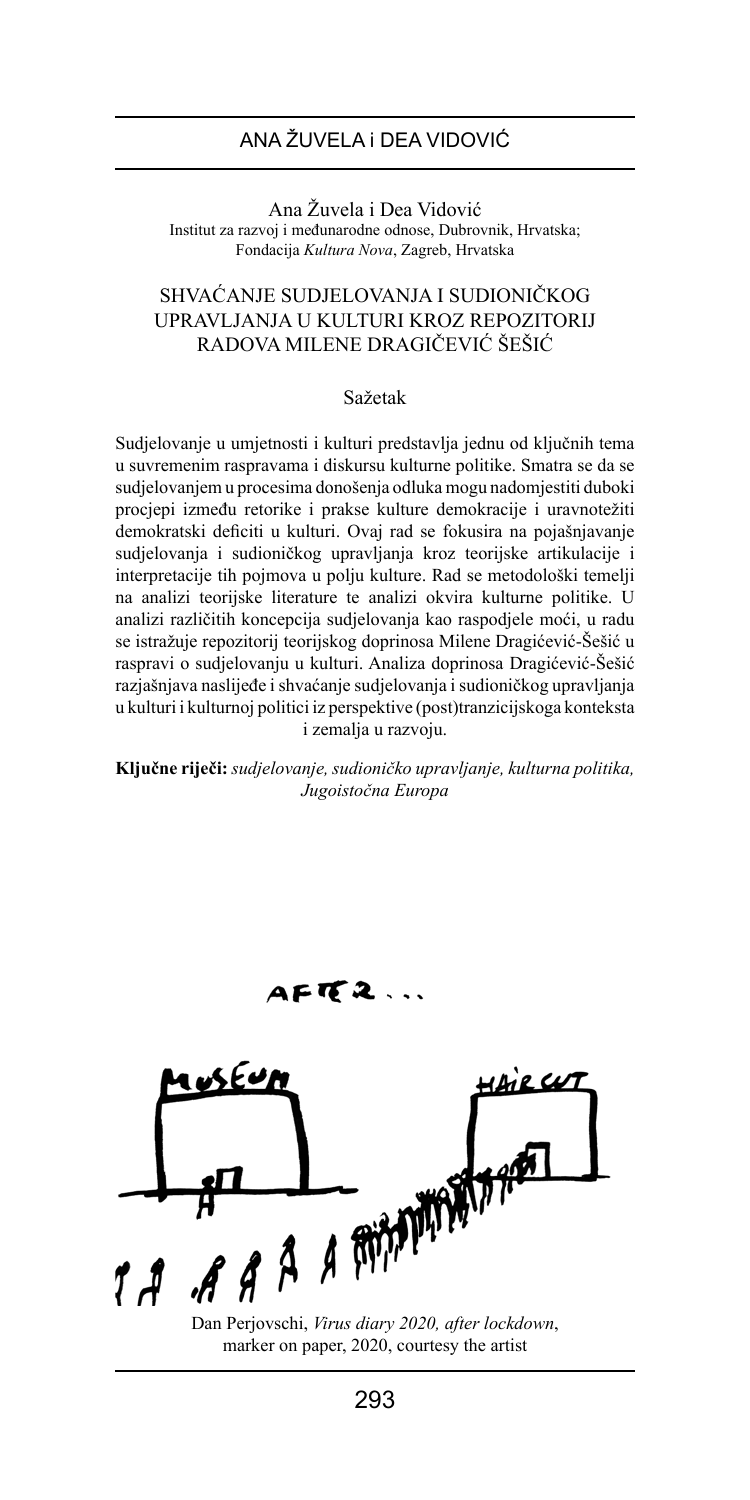Ana Žuvela i Dea Vidović
Institut za razvoj i međunarodne odnose, Dubrovnik, Hrvatska;
Fondacija *Kultura Nova*, Zagreb, Hrvatska

# SHVAĆANJE SUDJELOVANJA I SUDIONIČKOG UPRAVLJANJA U KULTURI KROZ REPOZITORIJ RADOVA MILENE DRAGIČEVIĆ ŠEŠIĆ

## Sažetak

Sudjelovanje u umjetnosti i kulturi predstavlja jednu od ključnih tema u suvremenim raspravama i diskursu kulturne politike. Smatra se da se sudjelovanjem u procesima donošenja odluka mogu nadomjestiti duboki procjepi između retorike i prakse kulture demokracije i uravnotežiti demokratski deficiti u kulturi. Ovaj rad se fokusira na pojašnjavanje sudjelovanja i sudioničkog upravljanja kroz teorijske artikulacije i interpretacije tih pojmova u polju kulture. Rad se metodološki temelji na analizi teorijske literature te analizi okvira kulturne politike. U analizi različitih koncepcija sudjelovanja kao raspodjele moći, u radu se istražuje repozitorij teorijskog doprinosa Milene Dragićević-Šešić u raspravi o sudjelovanju u kulturi. Analiza doprinosa Dragićević-Šešić razjašnjava naslijeđe i shvaćanje sudjelovanja i sudioničkog upravljanja u kulturi i kulturnoj politici iz perspektive (post)tranzicijskoga konteksta i zemalja u razvoju.

**Ključne riječi:** *sudjelovanje, sudioničko upravljanje, kulturna politika, Jugoistočna Europa*

Dan Perjovschi, *Virus diary 2020, after lockdown*, marker on paper, 2020, courtesy the artist